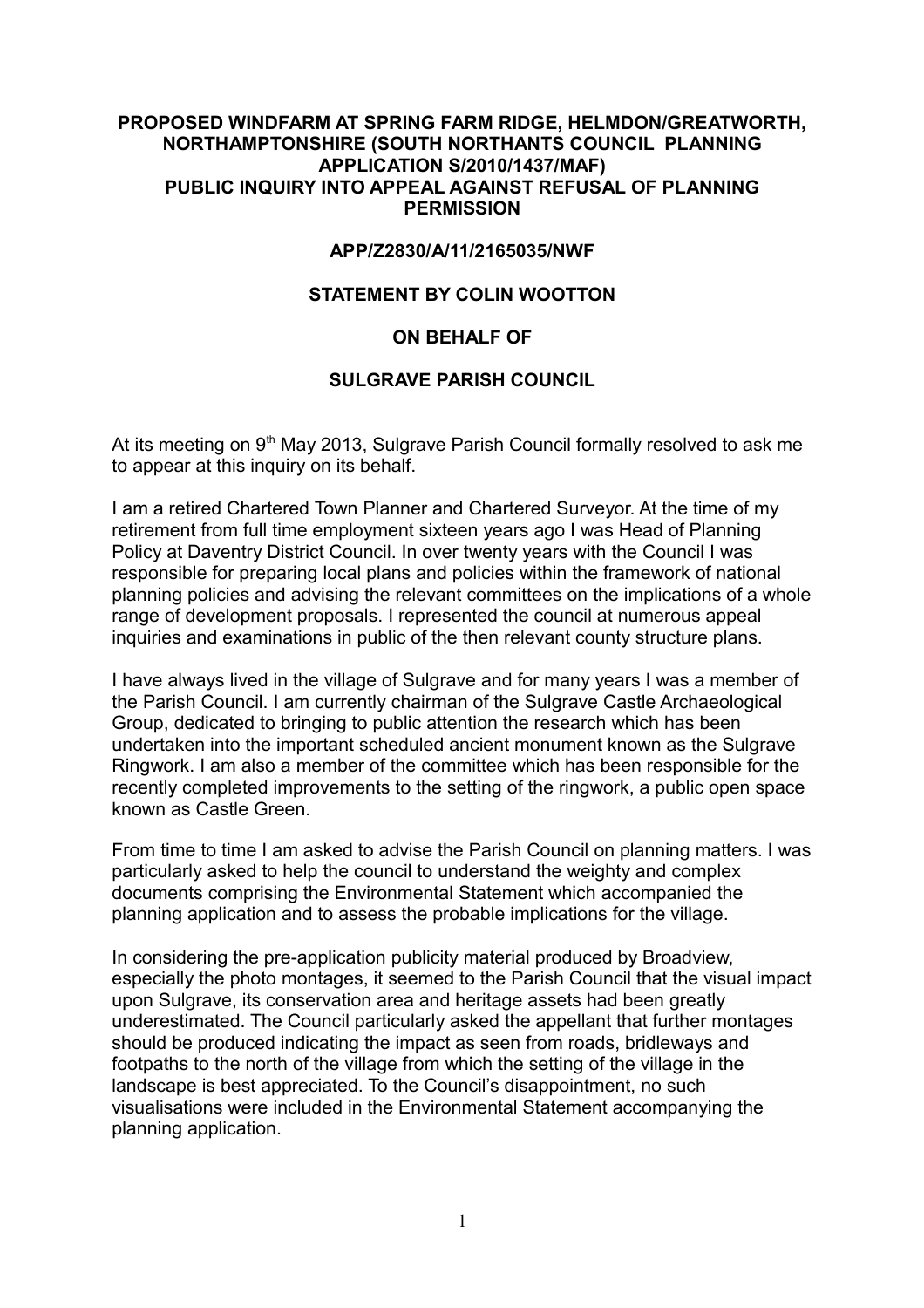**PROPOSED WINDFARM AT SPRING FARM RIDGE, HELMDON/GREATWORTH, NORTHAMPTONSHIRE (SOUTH NORTHANTS COUNCIL PLANNING APPLICATION S/2010/1437/MAF)**
**PUBLIC INQUIRY INTO APPEAL AGAINST REFUSAL OF PLANNING PERMISSION**

**APP/Z2830/A/11/2165035/NWF**

**STATEMENT BY COLIN WOOTTON**

**ON BEHALF OF**

**SULGRAVE PARISH COUNCIL**

At its meeting on 9th May 2013, Sulgrave Parish Council formally resolved to ask me to appear at this inquiry on its behalf.

I am a retired Chartered Town Planner and Chartered Surveyor. At the time of my retirement from full time employment sixteen years ago I was Head of Planning Policy at Daventry District Council. In over twenty years with the Council I was responsible for preparing local plans and policies within the framework of national planning policies and advising the relevant committees on the implications of a whole range of development proposals. I represented the council at numerous appeal inquiries and examinations in public of the then relevant county structure plans.

I have always lived in the village of Sulgrave and for many years I was a member of the Parish Council. I am currently chairman of the Sulgrave Castle Archaeological Group, dedicated to bringing to public attention the research which has been undertaken into the important scheduled ancient monument known as the Sulgrave Ringwork. I am also a member of the committee which has been responsible for the recently completed improvements to the setting of the ringwork, a public open space known as Castle Green.

From time to time I am asked to advise the Parish Council on planning matters. I was particularly asked to help the council to understand the weighty and complex documents comprising the Environmental Statement which accompanied the planning application and to assess the probable implications for the village.

In considering the pre-application publicity material produced by Broadview, especially the photo montages, it seemed to the Parish Council that the visual impact upon Sulgrave, its conservation area and heritage assets had been greatly underestimated. The Council particularly asked the appellant that further montages should be produced indicating the impact as seen from roads, bridleways and footpaths to the north of the village from which the setting of the village in the landscape is best appreciated. To the Council's disappointment, no such visualisations were included in the Environmental Statement accompanying the planning application.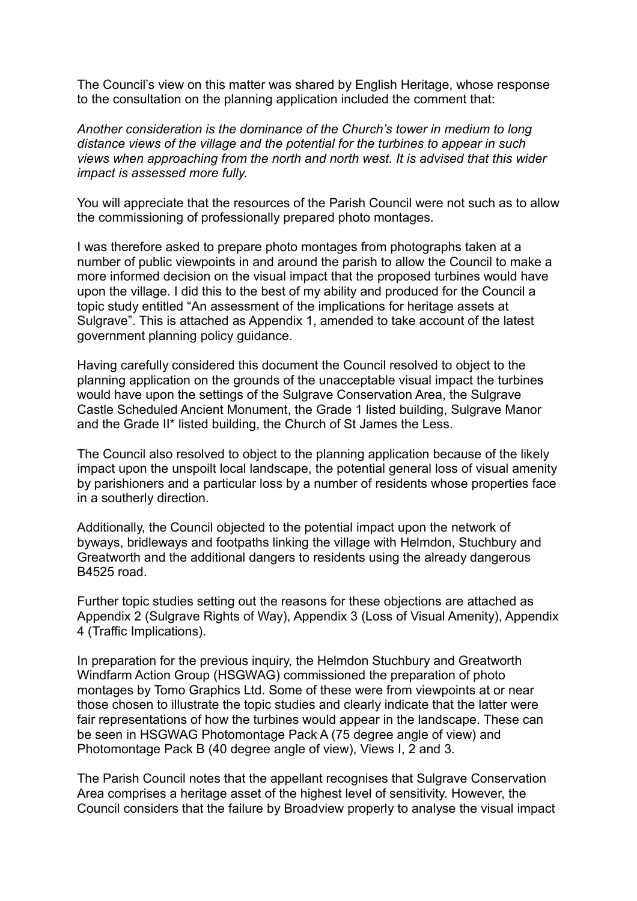The Council's view on this matter was shared by English Heritage, whose response to the consultation on the planning application included the comment that:

*Another consideration is the dominance of the Church's tower in medium to long distance views of the village and the potential for the turbines to appear in such views when approaching from the north and north west. It is advised that this wider impact is assessed more fully.*

You will appreciate that the resources of the Parish Council were not such as to allow the commissioning of professionally prepared photo montages.

I was therefore asked to prepare photo montages from photographs taken at a number of public viewpoints in and around the parish to allow the Council to make a more informed decision on the visual impact that the proposed turbines would have upon the village. I did this to the best of my ability and produced for the Council a topic study entitled "An assessment of the implications for heritage assets at Sulgrave". This is attached as Appendix 1, amended to take account of the latest government planning policy guidance.

Having carefully considered this document the Council resolved to object to the planning application on the grounds of the unacceptable visual impact the turbines would have upon the settings of the Sulgrave Conservation Area, the Sulgrave Castle Scheduled Ancient Monument, the Grade 1 listed building, Sulgrave Manor and the Grade II* listed building, the Church of St James the Less.

The Council also resolved to object to the planning application because of the likely impact upon the unspoilt local landscape, the potential general loss of visual amenity by parishioners and a particular loss by a number of residents whose properties face in a southerly direction.

Additionally, the Council objected to the potential impact upon the network of byways, bridleways and footpaths linking the village with Helmdon, Stuchbury and Greatworth and the additional dangers to residents using the already dangerous B4525 road.

Further topic studies setting out the reasons for these objections are attached as Appendix 2 (Sulgrave Rights of Way), Appendix 3 (Loss of Visual Amenity), Appendix 4 (Traffic Implications).

In preparation for the previous inquiry, the Helmdon Stuchbury and Greatworth Windfarm Action Group (HSGWAG) commissioned the preparation of photo montages by Tomo Graphics Ltd. Some of these were from viewpoints at or near those chosen to illustrate the topic studies and clearly indicate that the latter were fair representations of how the turbines would appear in the landscape. These can be seen in HSGWAG Photomontage Pack A (75 degree angle of view) and Photomontage Pack B (40 degree angle of view), Views I, 2 and 3.

The Parish Council notes that the appellant recognises that Sulgrave Conservation Area comprises a heritage asset of the highest level of sensitivity. However, the Council considers that the failure by Broadview properly to analyse the visual impact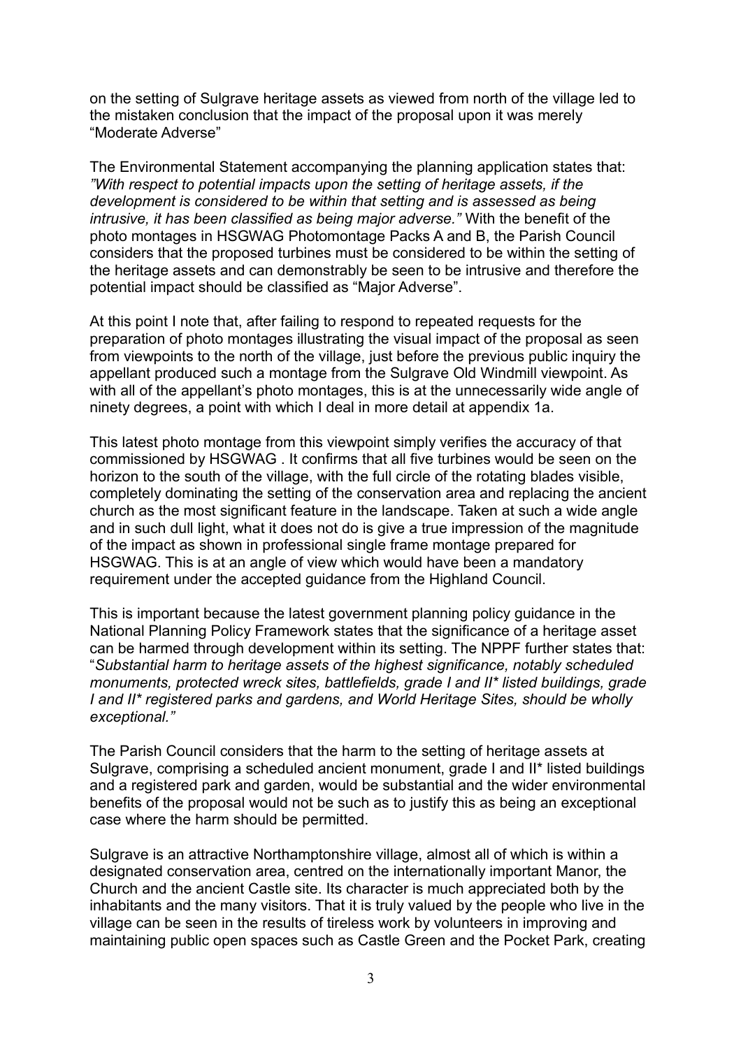on the setting of Sulgrave heritage assets as viewed from north of the village led to the mistaken conclusion that the impact of the proposal upon it was merely "Moderate Adverse"

The Environmental Statement accompanying the planning application states that: *"With respect to potential impacts upon the setting of heritage assets, if the development is considered to be within that setting and is assessed as being intrusive, it has been classified as being major adverse."* With the benefit of the photo montages in HSGWAG Photomontage Packs A and B, the Parish Council considers that the proposed turbines must be considered to be within the setting of the heritage assets and can demonstrably be seen to be intrusive and therefore the potential impact should be classified as "Major Adverse".

At this point I note that, after failing to respond to repeated requests for the preparation of photo montages illustrating the visual impact of the proposal as seen from viewpoints to the north of the village, just before the previous public inquiry the appellant produced such a montage from the Sulgrave Old Windmill viewpoint. As with all of the appellant's photo montages, this is at the unnecessarily wide angle of ninety degrees, a point with which I deal in more detail at appendix 1a.

This latest photo montage from this viewpoint simply verifies the accuracy of that commissioned by HSGWAG . It confirms that all five turbines would be seen on the horizon to the south of the village, with the full circle of the rotating blades visible, completely dominating the setting of the conservation area and replacing the ancient church as the most significant feature in the landscape. Taken at such a wide angle and in such dull light, what it does not do is give a true impression of the magnitude of the impact as shown in professional single frame montage prepared for HSGWAG. This is at an angle of view which would have been a mandatory requirement under the accepted guidance from the Highland Council.

This is important because the latest government planning policy guidance in the National Planning Policy Framework states that the significance of a heritage asset can be harmed through development within its setting. The NPPF further states that: "*Substantial harm to heritage assets of the highest significance, notably scheduled monuments, protected wreck sites, battlefields, grade I and II* listed buildings, grade I and II* registered parks and gardens, and World Heritage Sites, should be wholly exceptional."*

The Parish Council considers that the harm to the setting of heritage assets at Sulgrave, comprising a scheduled ancient monument, grade I and II* listed buildings and a registered park and garden, would be substantial and the wider environmental benefits of the proposal would not be such as to justify this as being an exceptional case where the harm should be permitted.

Sulgrave is an attractive Northamptonshire village, almost all of which is within a designated conservation area, centred on the internationally important Manor, the Church and the ancient Castle site. Its character is much appreciated both by the inhabitants and the many visitors. That it is truly valued by the people who live in the village can be seen in the results of tireless work by volunteers in improving and maintaining public open spaces such as Castle Green and the Pocket Park, creating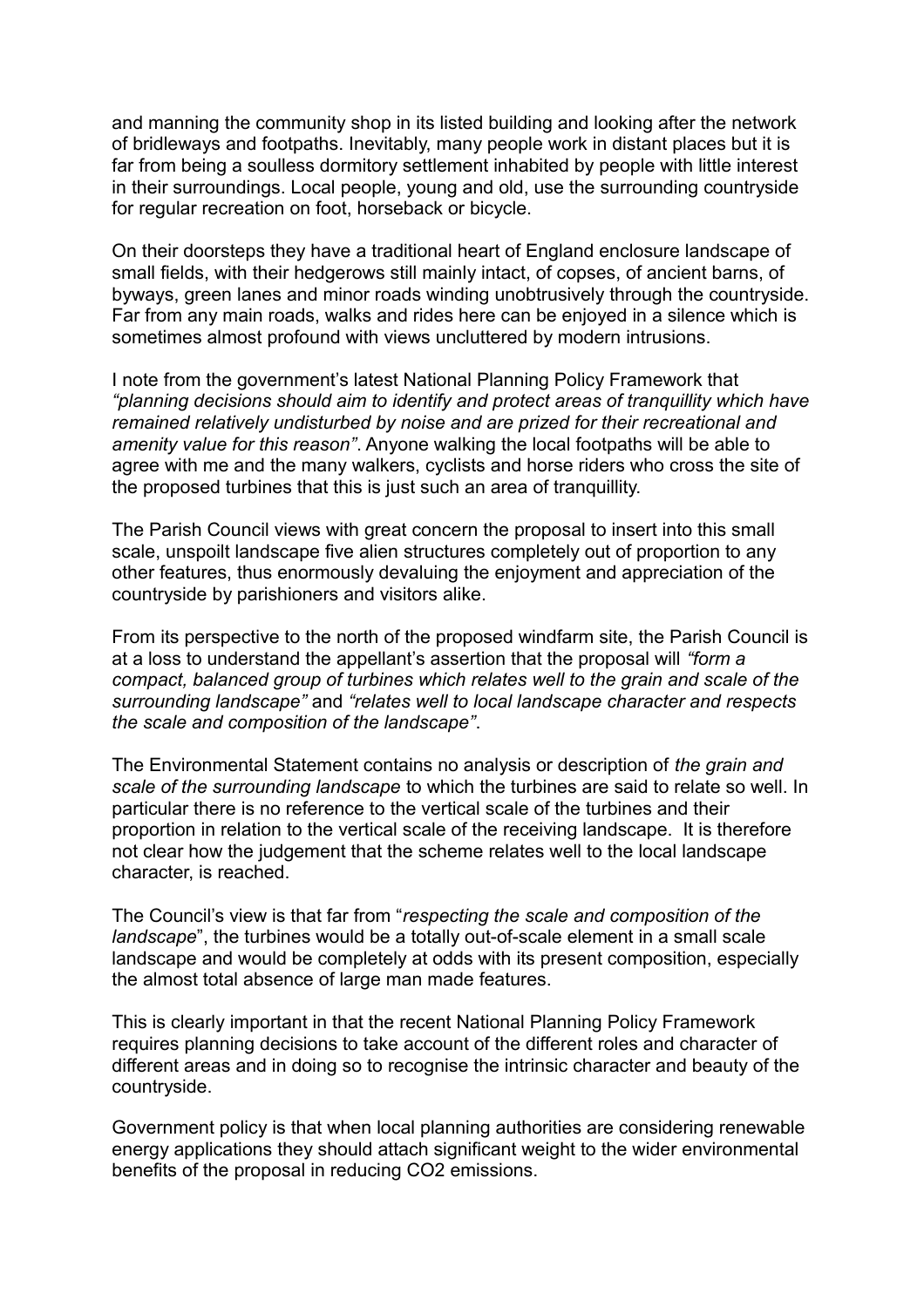and manning the community shop in its listed building and looking after the network of bridleways and footpaths. Inevitably, many people work in distant places but it is far from being a soulless dormitory settlement inhabited by people with little interest in their surroundings. Local people, young and old, use the surrounding countryside for regular recreation on foot, horseback or bicycle.

On their doorsteps they have a traditional heart of England enclosure landscape of small fields, with their hedgerows still mainly intact, of copses, of ancient barns, of byways, green lanes and minor roads winding unobtrusively through the countryside. Far from any main roads, walks and rides here can be enjoyed in a silence which is sometimes almost profound with views uncluttered by modern intrusions.

I note from the government's latest National Planning Policy Framework that *"planning decisions should aim to identify and protect areas of tranquillity which have remained relatively undisturbed by noise and are prized for their recreational and amenity value for this reason"*. Anyone walking the local footpaths will be able to agree with me and the many walkers, cyclists and horse riders who cross the site of the proposed turbines that this is just such an area of tranquillity.

The Parish Council views with great concern the proposal to insert into this small scale, unspoilt landscape five alien structures completely out of proportion to any other features, thus enormously devaluing the enjoyment and appreciation of the countryside by parishioners and visitors alike.

From its perspective to the north of the proposed windfarm site, the Parish Council is at a loss to understand the appellant's assertion that the proposal will *"form a compact, balanced group of turbines which relates well to the grain and scale of the surrounding landscape"* and *"relates well to local landscape character and respects the scale and composition of the landscape"*.

The Environmental Statement contains no analysis or description of *the grain and scale of the surrounding landscape* to which the turbines are said to relate so well. In particular there is no reference to the vertical scale of the turbines and their proportion in relation to the vertical scale of the receiving landscape. It is therefore not clear how the judgement that the scheme relates well to the local landscape character, is reached.

The Council's view is that far from "*respecting the scale and composition of the landscape*", the turbines would be a totally out-of-scale element in a small scale landscape and would be completely at odds with its present composition, especially the almost total absence of large man made features.

This is clearly important in that the recent National Planning Policy Framework requires planning decisions to take account of the different roles and character of different areas and in doing so to recognise the intrinsic character and beauty of the countryside.

Government policy is that when local planning authorities are considering renewable energy applications they should attach significant weight to the wider environmental benefits of the proposal in reducing $CO_2$ emissions.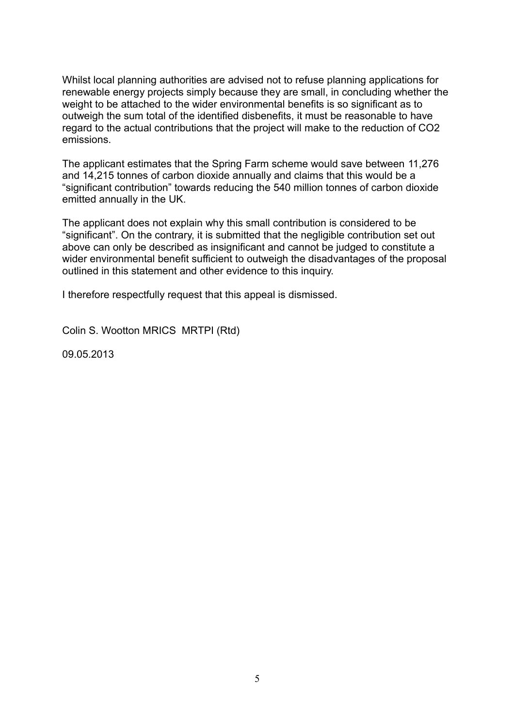Whilst local planning authorities are advised not to refuse planning applications for renewable energy projects simply because they are small, in concluding whether the weight to be attached to the wider environmental benefits is so significant as to outweigh the sum total of the identified disbenefits, it must be reasonable to have regard to the actual contributions that the project will make to the reduction of $CO_2$ emissions.

The applicant estimates that the Spring Farm scheme would save between 11,276 and 14,215 tonnes of carbon dioxide annually and claims that this would be a "significant contribution" towards reducing the 540 million tonnes of carbon dioxide emitted annually in the UK.

The applicant does not explain why this small contribution is considered to be "significant". On the contrary, it is submitted that the negligible contribution set out above can only be described as insignificant and cannot be judged to constitute a wider environmental benefit sufficient to outweigh the disadvantages of the proposal outlined in this statement and other evidence to this inquiry.

I therefore respectfully request that this appeal is dismissed.

Colin S. Wootton MRICS MRTPI (Rtd)

09.05.2013